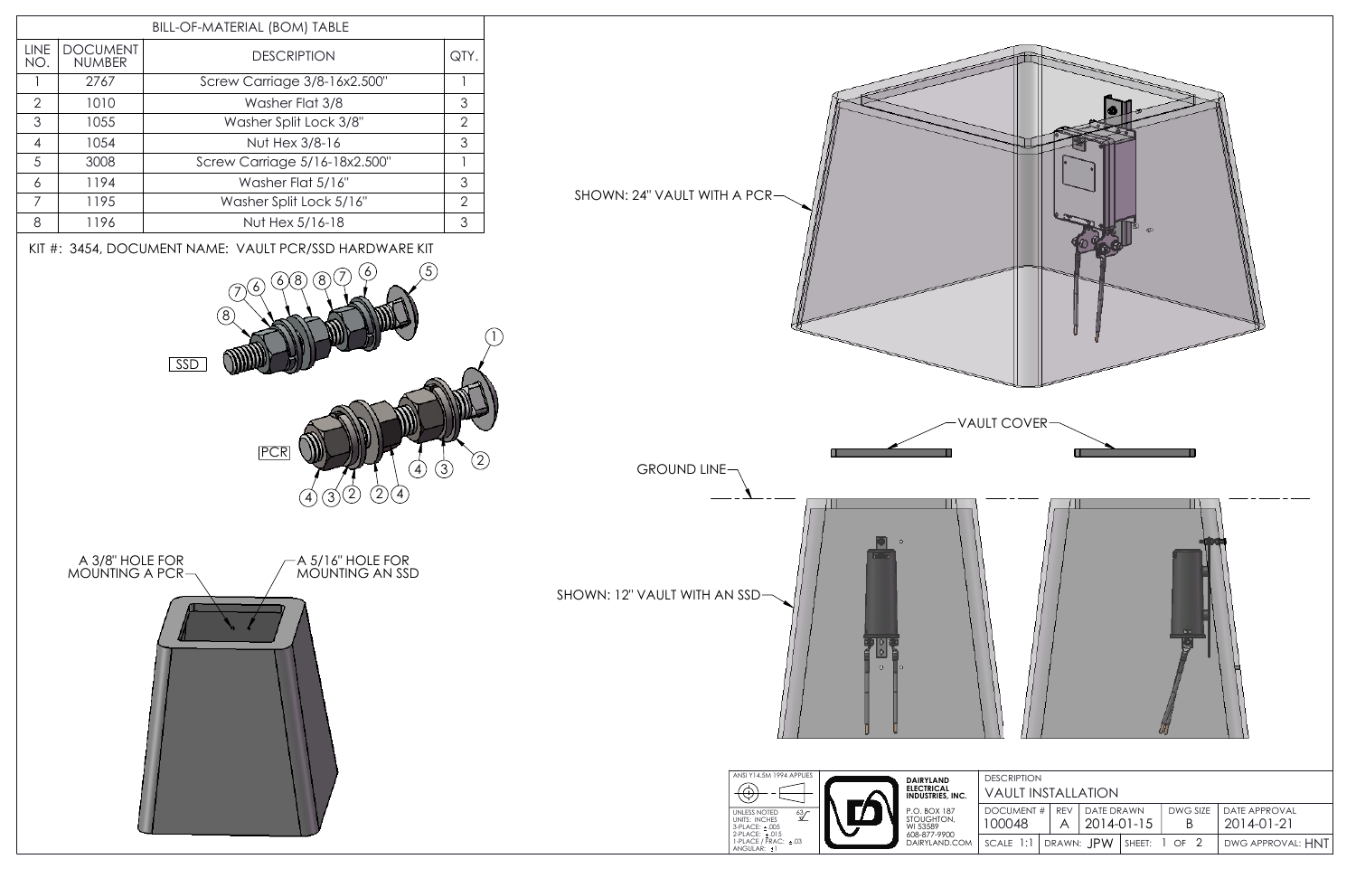## BILL-OF-MATERIAL (BOM) TABLE

| LINE NO. | DOCUMENT NUMBER | DESCRIPTION | QTY. |
|---|---|---|---|
| 1 | 2767 | Screw Carriage 3/8-16x2.500" | 1 |
| 2 | 1010 | Washer Flat 3/8 | 3 |
| 3 | 1055 | Washer Split Lock 3/8" | 2 |
| 4 | 1054 | Nut Hex 3/8-16 | 3 |
| 5 | 3008 | Screw Carriage 5/16-18x2.500" | 1 |
| 6 | 1194 | Washer Flat 5/16" | 3 |
| 7 | 1195 | Washer Split Lock 5/16" | 2 |
| 8 | 1196 | Nut Hex 5/16-18 | 3 |

KIT #: 3454, DOCUMENT NAME: VAULT PCR/SSD HARDWARE KIT

SSD: 8, 7, 6, 6, 8, 8, 7, 6, 5

PCR: 1, 2, 4, 3, 2, 2, 4, 4, 3

A 3/8" HOLE FOR MOUNTING A PCR

A 5/16" HOLE FOR MOUNTING AN SSD

SHOWN: 24" VAULT WITH A PCR

VAULT COVER

GROUND LINE

SHOWN: 12" VAULT WITH AN SSD

| ANSI Y14.5M 1994 APPLIES | DAIRYLAND ELECTRICAL INDUSTRIES, INC. | DESCRIPTION | | | | |
|---|---|---|---|---|---|---|
| UNLESS NOTED UNITS: INCHES 3-PLACE: ±.005 2-PLACE: ±.015 1-PLACE / FRAC: ±.03 ANGULAR: ±1 | P.O. BOX 187 STOUGHTON, WI 53589 608-877-9900 DAIRYLAND.COM | VAULT INSTALLATION | | | | |
| | | DOCUMENT # 100048 | REV A | DATE DRAWN 2014-01-15 | DWG SIZE B | DATE APPROVAL 2014-01-21 |
| | | SCALE 1:1 | DRAWN: JPW | SHEET: 1 OF 2 | | DWG APPROVAL: HNT |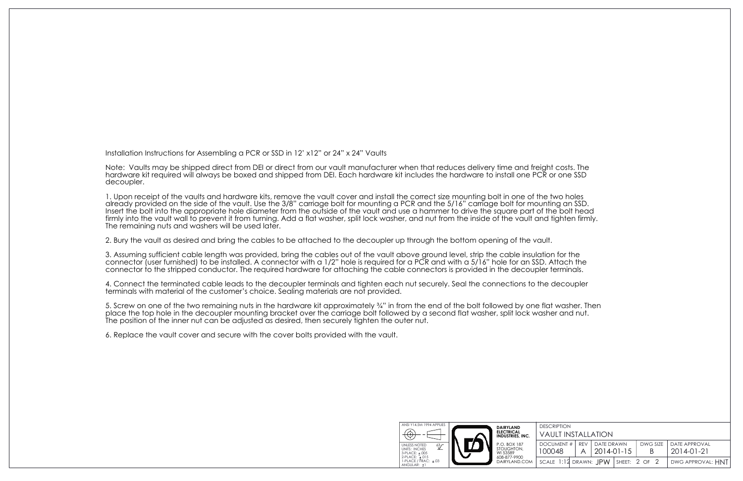Installation Instructions for Assembling a PCR or SSD in 12' x12" or 24" x 24" Vaults

Note: Vaults may be shipped direct from DEI or direct from our vault manufacturer when that reduces delivery time and freight costs. The hardware kit required will always be boxed and shipped from DEI. Each hardware kit includes the hardware to install one PCR or one SSD decoupler.

1. Upon receipt of the vaults and hardware kits, remove the vault cover and install the correct size mounting bolt in one of the two holes already provided on the side of the vault. Use the 3/8" carriage bolt for mounting a PCR and the 5/16" carriage bolt for mounting an SSD. Insert the bolt into the appropriate hole diameter from the outside of the vault and use a hammer to drive the square part of the bolt head firmly into the vault wall to prevent it from turning. Add a flat washer, split lock washer, and nut from the inside of the vault and tighten firmly. The remaining nuts and washers will be used later.

2. Bury the vault as desired and bring the cables to be attached to the decoupler up through the bottom opening of the vault.

3. Assuming sufficient cable length was provided, bring the cables out of the vault above ground level, strip the cable insulation for the connector (user furnished) to be installed. A connector with a 1/2" hole is required for a PCR and with a 5/16" hole for an SSD. Attach the connector to the stripped conductor. The required hardware for attaching the cable connectors is provided in the decoupler terminals.

4. Connect the terminated cable leads to the decoupler terminals and tighten each nut securely. Seal the connections to the decoupler terminals with material of the customer's choice. Sealing materials are not provided.

5. Screw on one of the two remaining nuts in the hardware kit approximately ¾" in from the end of the bolt followed by one flat washer. Then place the top hole in the decoupler mounting bracket over the carriage bolt followed by a second flat washer, split lock washer and nut. The position of the inner nut can be adjusted as desired, then securely tighten the outer nut.

6. Replace the vault cover and secure with the cover bolts provided with the vault.

| | | | | | |
|---|---|---|---|---|---|
| ANSI Y14.5M 1994 APPLIES | DAIRYLAND ELECTRICAL INDUSTRIES, INC. | DESCRIPTION: VAULT INSTALLATION | | | |
| UNLESS NOTED UNITS: INCHES 3-PLACE: ±.005 2-PLACE: ±.015 1-PLACE / FRAC: ±.03 ANGULAR: ±1 | P.O. BOX 187 STOUGHTON, WI 53589 608-877-9900 DAIRYLAND.COM | DOCUMENT # 100048 | REV A | DATE DRAWN 2014-01-15 | DWG SIZE B |
| | | SCALE 1:12 | DRAWN: JPW | SHEET: 2 OF 2 | DATE APPROVAL 2014-01-21; DWG APPROVAL: HNT |